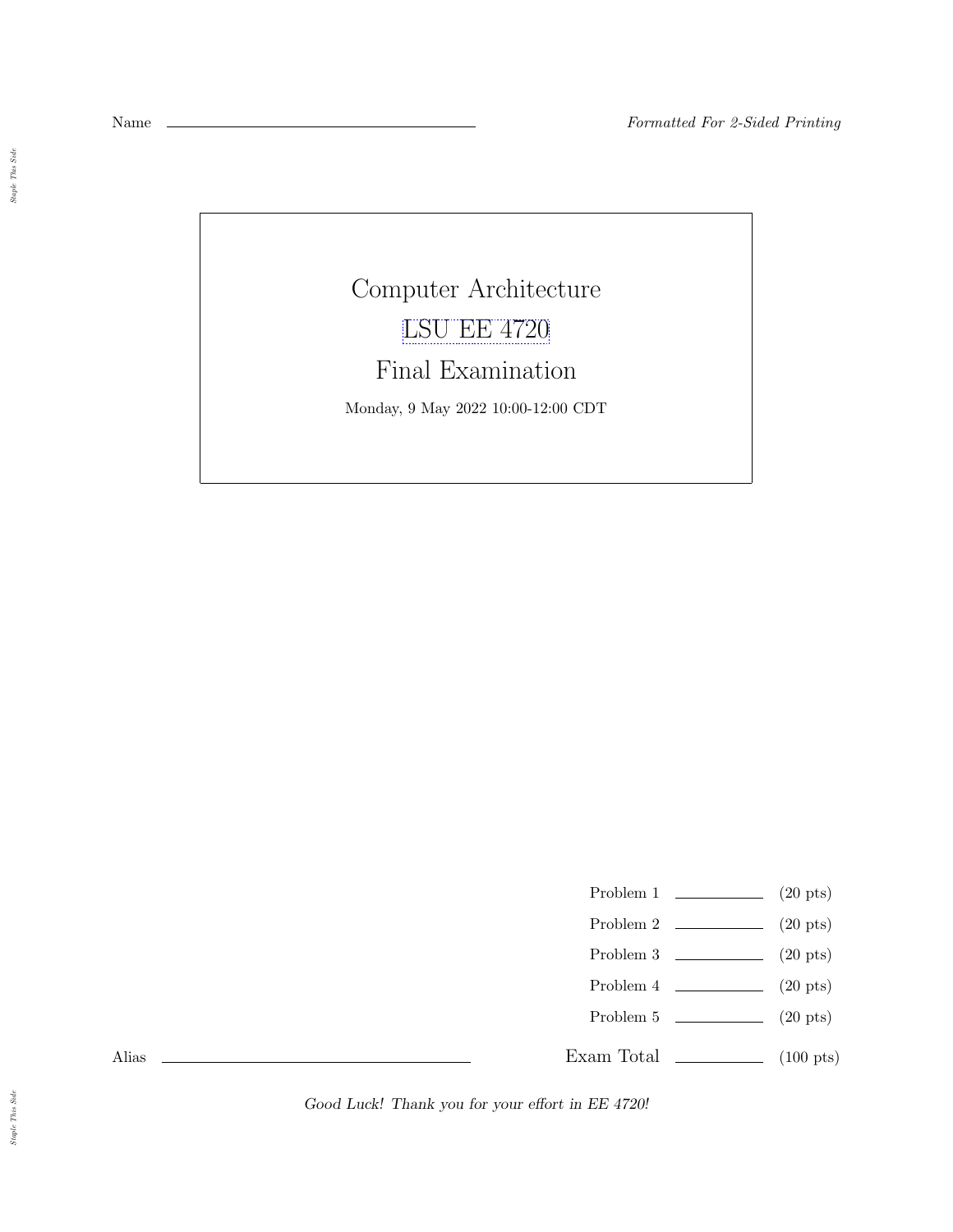Name ____________________ *Formatted For 2-Sided Printing*

# Computer Architecture

## LSU EE 4720

## Final Examination

Monday, 9 May 2022 10:00-12:00 CDT

| | | |
|---|---|---|
| Problem 1 | ______ | (20 pts) |
| Problem 2 | ______ | (20 pts) |
| Problem 3 | ______ | (20 pts) |
| Problem 4 | ______ | (20 pts) |
| Problem 5 | ______ | (20 pts) |
| Exam Total | ______ | (100 pts) |

Alias ____________________

*Good Luck! Thank you for your effort in EE 4720!*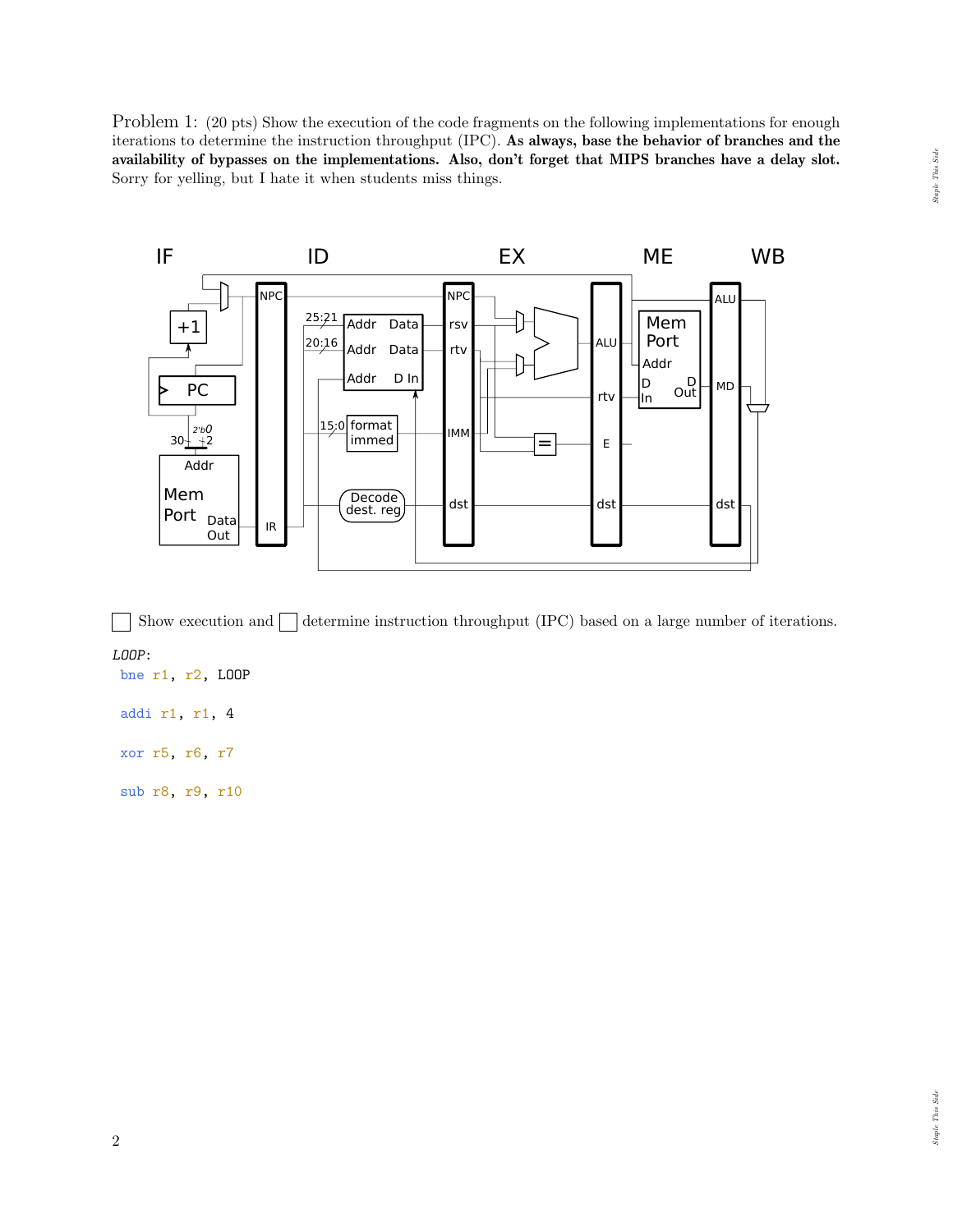Problem 1: (20 pts) Show the execution of the code fragments on the following implementations for enough iterations to determine the instruction throughput (IPC). **As always, base the behavior of branches and the availability of bypasses on the implementations. Also, don't forget that MIPS branches have a delay slot.** Sorry for yelling, but I hate it when students miss things.

☐ Show execution and ☐ determine instruction throughput (IPC) based on a large number of iterations.

```
LOOP:
 bne r1, r2, LOOP

 addi r1, r1, 4

 xor r5, r6, r7

 sub r8, r9, r10
```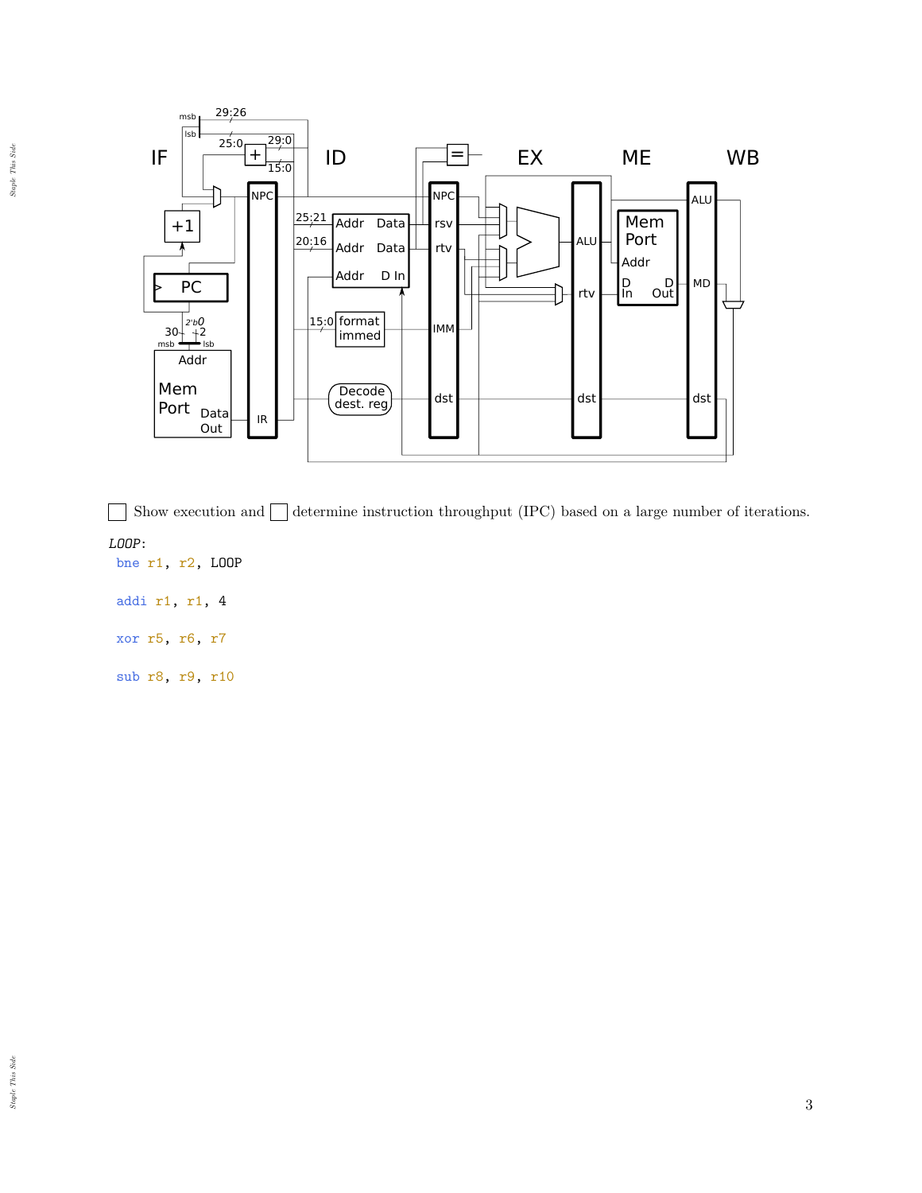☐ Show execution and ☐ determine instruction throughput (IPC) based on a large number of iterations.

*LOOP*:

```
bne r1, r2, LOOP

addi r1, r1, 4

xor r5, r6, r7

sub r8, r9, r10
```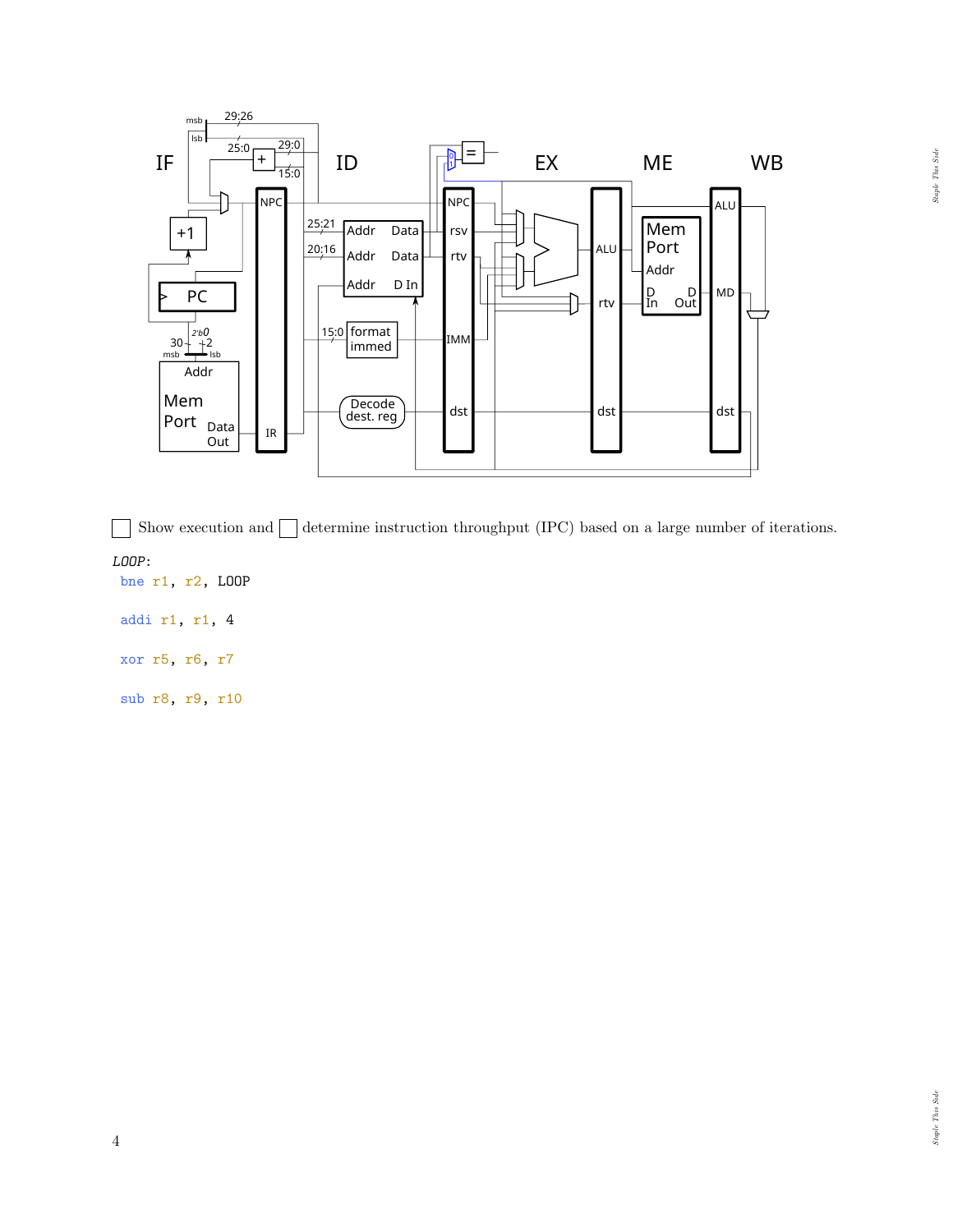☐ Show execution and ☐ determine instruction throughput (IPC) based on a large number of iterations.

```
LOOP:
  bne r1, r2, LOOP

  addi r1, r1, 4

  xor r5, r6, r7

  sub r8, r9, r10
```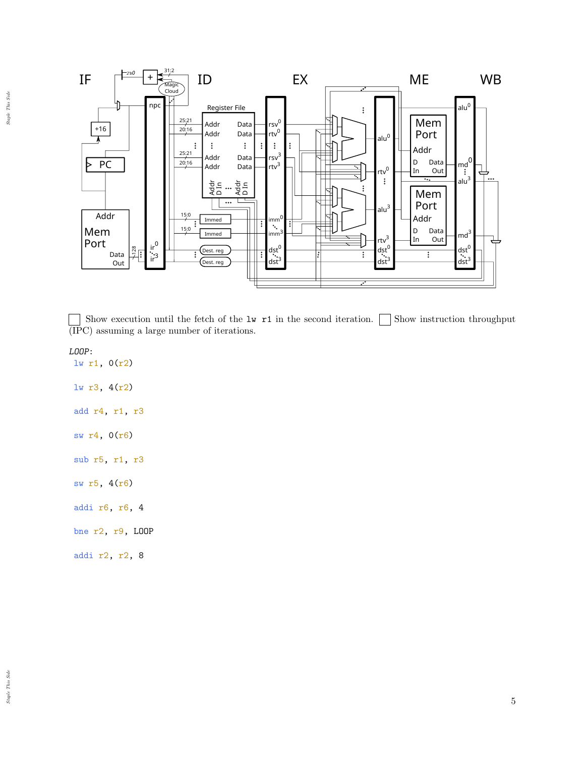☐ Show execution until the fetch of the `lw r1` in the second iteration. ☐ Show instruction throughput (IPC) assuming a large number of iterations.

```
LOOP:
 lw r1, 0(r2)

 lw r3, 4(r2)

 add r4, r1, r3

 sw r4, 0(r6)

 sub r5, r1, r3

 sw r5, 4(r6)

 addi r6, r6, 4

 bne r2, r9, LOOP

 addi r2, r2, 8
```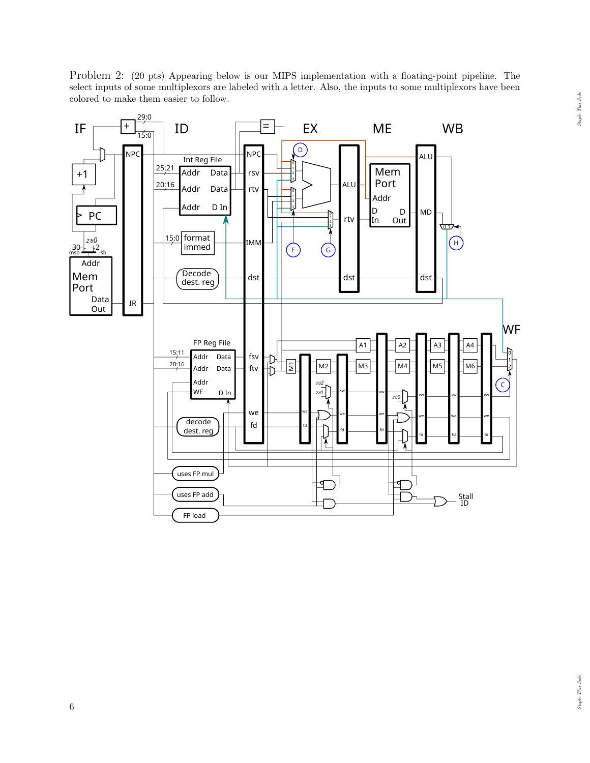Problem 2: (20 pts) Appearing below is our MIPS implementation with a floating-point pipeline. The select inputs of some multiplexors are labeled with a letter. Also, the inputs to some multiplexors have been colored to make them easier to follow.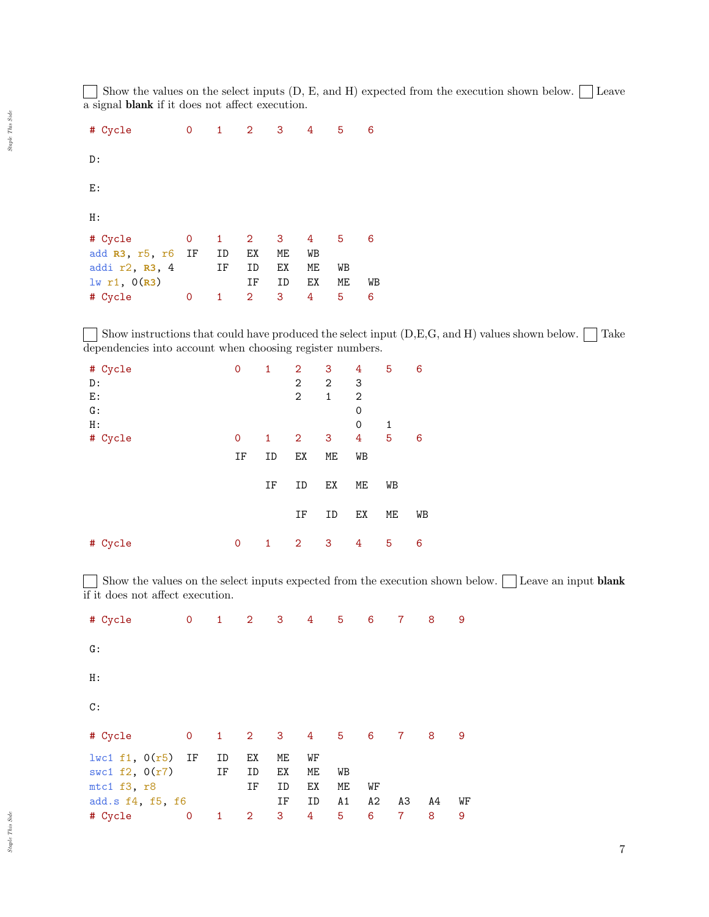☐ Show the values on the select inputs (D, E, and H) expected from the execution shown below. ☐ Leave a signal **blank** if it does not affect execution.

```
# Cycle         0    1    2    3    4    5    6

D:

E:

H:

# Cycle         0    1    2    3    4    5    6
add R3, r5, r6  IF   ID   EX   ME   WB
addi r2, R3, 4       IF   ID   EX   ME   WB
lw r1, 0(R3)              IF   ID   EX   ME   WB
# Cycle         0    1    2    3    4    5    6
```

☐ Show instructions that could have produced the select input (D,E,G, and H) values shown below. ☐ Take dependencies into account when choosing register numbers.

```
# Cycle                 0    1    2    3    4    5    6
D:                                2    2    3
E:                                2    1    2
G:                                          0
H:                                          0    1
# Cycle                 0    1    2    3    4    5    6

                        IF   ID   EX   ME   WB

                             IF   ID   EX   ME   WB

                                  IF   ID   EX   ME   WB

# Cycle                 0    1    2    3    4    5    6
```

☐ Show the values on the select inputs expected from the execution shown below. ☐ Leave an input **blank** if it does not affect execution.

```
# Cycle         0    1    2    3    4    5    6    7    8    9

G:

H:

C:

# Cycle         0    1    2    3    4    5    6    7    8    9

lwc1 f1, 0(r5)  IF   ID   EX   ME   WF
swc1 f2, 0(r7)       IF   ID   EX   ME   WB
mtc1 f3, r8               IF   ID   EX   ME   WF
add.s f4, f5, f6               IF   ID   A1   A2   A3   A4   WF
# Cycle         0    1    2    3    4    5    6    7    8    9
```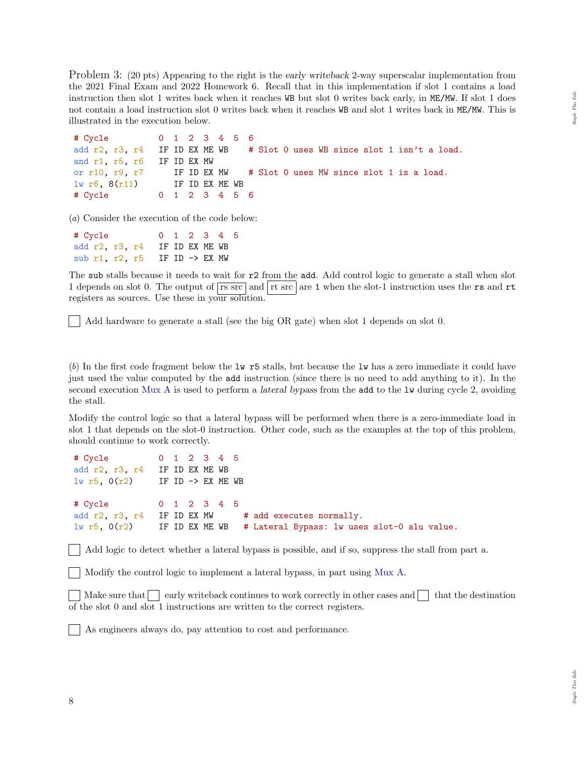Problem 3: (20 pts) Appearing to the right is the *early writeback* 2-way superscalar implementation from the 2021 Final Exam and 2022 Homework 6. Recall that in this implementation if slot 1 contains a load instruction then slot 1 writes back when it reaches WB but slot 0 writes back early, in ME/MW. If slot 1 does not contain a load instruction slot 0 writes back when it reaches WB and slot 1 writes back in ME/MW. This is illustrated in the execution below.

```
# Cycle          0  1  2  3  4  5  6
add r2, r3, r4   IF ID EX ME WB    # Slot 0 uses WB since slot 1 isn't a load.
and r1, r5, r6   IF ID EX MW
or r10, r9, r7      IF ID EX MW    # Slot 0 uses MW since slot 1 is a load.
lw r6, 8(r11)       IF ID EX ME WB
# Cycle          0  1  2  3  4  5  6
```

(*a*) Consider the execution of the code below:

```
# Cycle          0  1  2  3  4  5
add r2, r3, r4   IF ID EX ME WB
sub r1, r2, r5   IF ID -> EX MW
```

The sub stalls because it needs to wait for r2 from the add. Add control logic to generate a stall when slot 1 depends on slot 0. The output of rs src and rt src are 1 when the slot-1 instruction uses the rs and rt registers as sources. Use these in your solution.

☐ Add hardware to generate a stall (see the big OR gate) when slot 1 depends on slot 0.

(*b*) In the first code fragment below the lw r5 stalls, but because the lw has a zero immediate it could have just used the value computed by the add instruction (since there is no need to add anything to it). In the second execution Mux A is used to perform a *lateral bypass* from the add to the lw during cycle 2, avoiding the stall.

Modify the control logic so that a lateral bypass will be performed when there is a zero-immediate load in slot 1 that depends on the slot-0 instruction. Other code, such as the examples at the top of this problem, should continue to work correctly.

```
# Cycle          0  1  2  3  4  5
add r2, r3, r4   IF ID EX ME WB
lw r5, 0(r2)     IF ID -> EX ME WB

# Cycle          0  1  2  3  4  5
add r2, r3, r4   IF ID EX MW       # add executes normally.
lw r5, 0(r2)     IF ID EX ME WB    # Lateral Bypass: lw uses slot-0 alu value.
```

☐ Add logic to detect whether a lateral bypass is possible, and if so, suppress the stall from part a.

☐ Modify the control logic to implement a lateral bypass, in part using Mux A.

☐ Make sure that ☐ early writeback continues to work correctly in other cases and ☐ that the destination of the slot 0 and slot 1 instructions are written to the correct registers.

☐ As engineers always do, pay attention to cost and performance.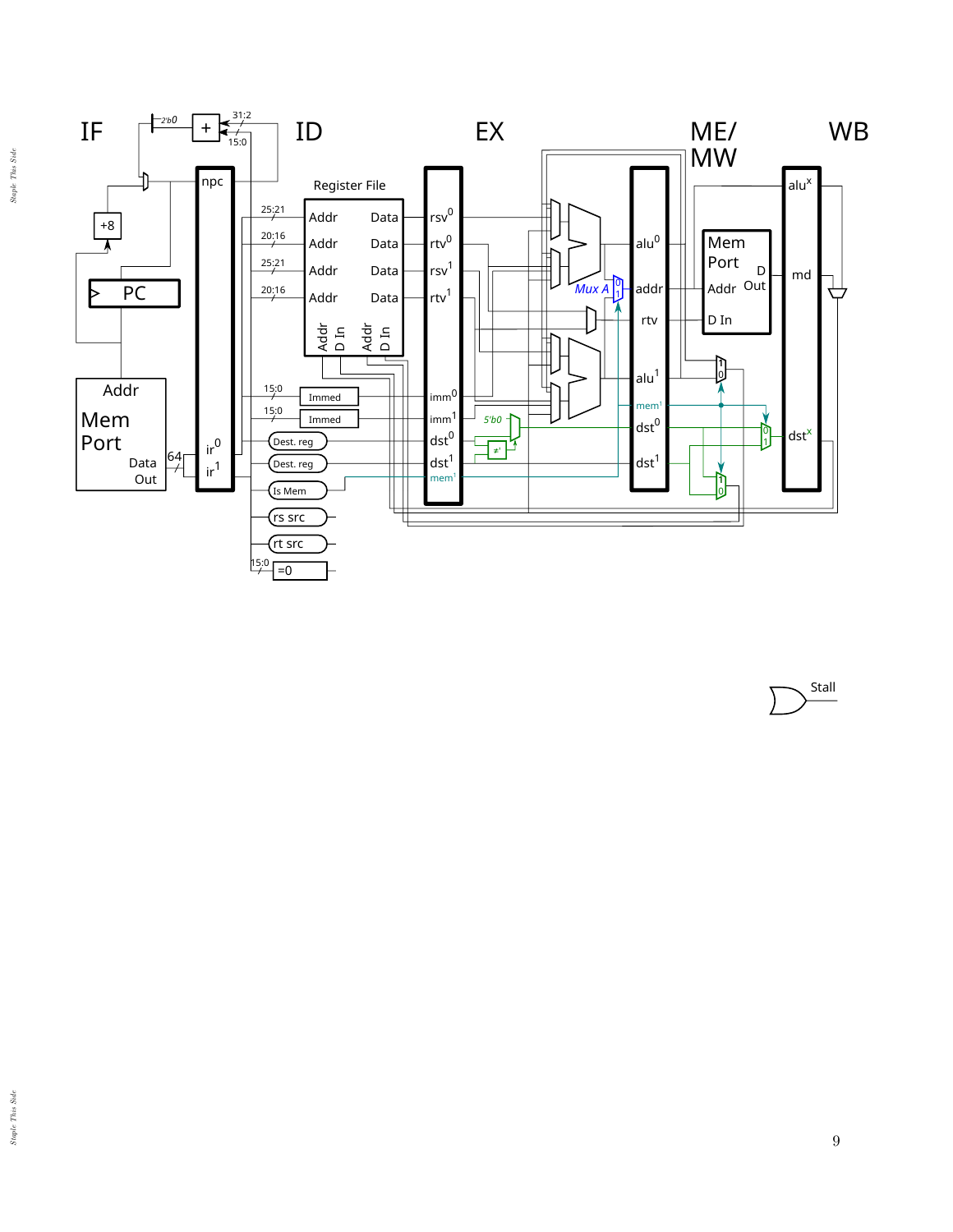IF ID EX ME/ MW WB

Register File

Stall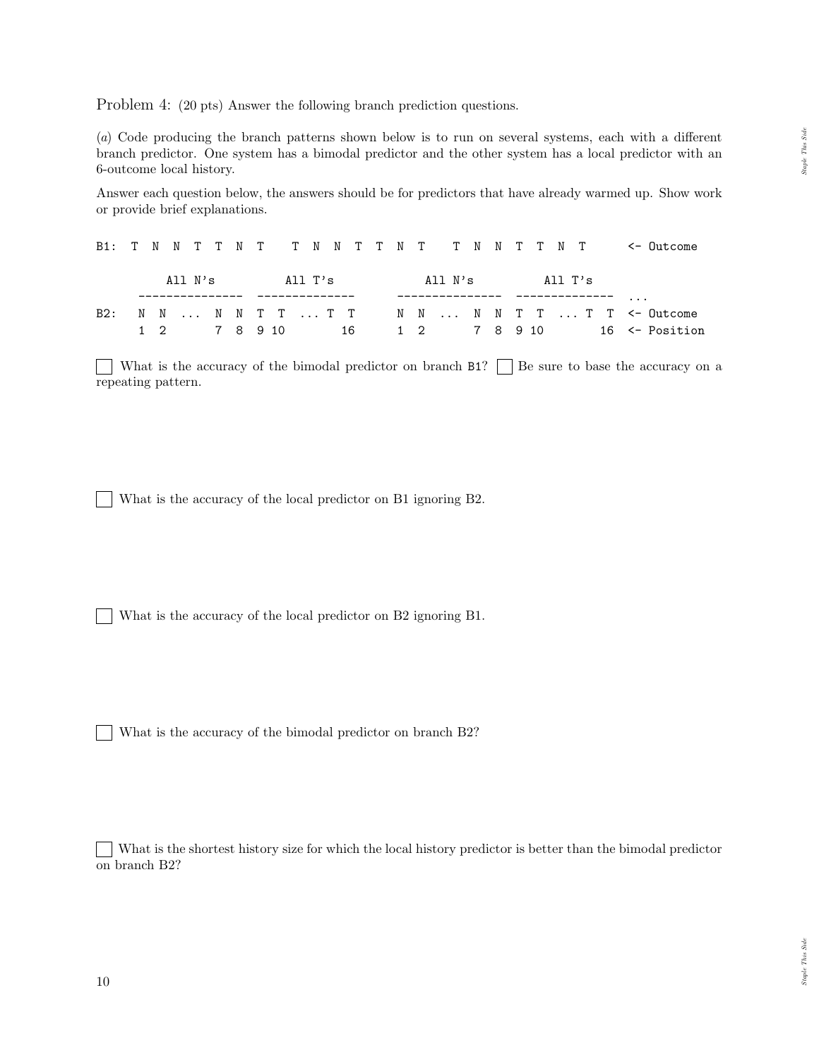Problem 4: (20 pts) Answer the following branch prediction questions.

(*a*) Code producing the branch patterns shown below is to run on several systems, each with a different branch predictor. One system has a bimodal predictor and the other system has a local predictor with an 6-outcome local history.

Answer each question below, the answers should be for predictors that have already warmed up. Show work or provide brief explanations.

```
B1: T N N T T N T   T N N T T N T   T N N T T N T     <- Outcome

        All N's         All T's           All N's         All T's
     --------------- --------------     --------------- --------------  ...
B2:  N  N  ...  N  N  T  T  ... T  T     N  N  ...  N  N  T  T  ... T  T  <- Outcome
     1  2       7  8  9 10        16     1  2       7  8  9 10        16  <- Position
```

☐ What is the accuracy of the bimodal predictor on branch B1? ☐ Be sure to base the accuracy on a repeating pattern.

☐ What is the accuracy of the local predictor on B1 ignoring B2.

☐ What is the accuracy of the local predictor on B2 ignoring B1.

☐ What is the accuracy of the bimodal predictor on branch B2?

☐ What is the shortest history size for which the local history predictor is better than the bimodal predictor on branch B2?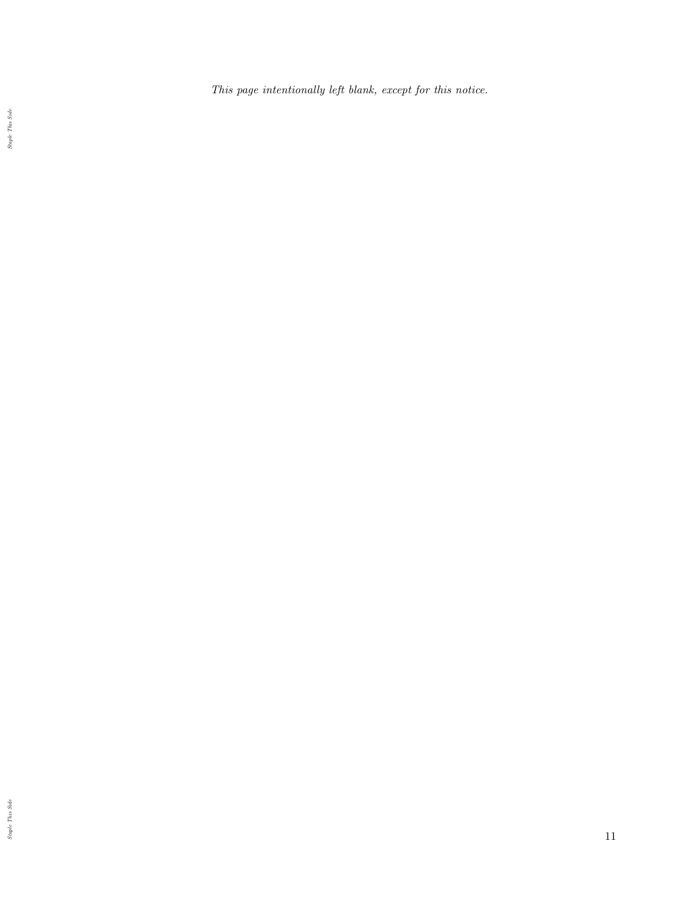*This page intentionally left blank, except for this notice.*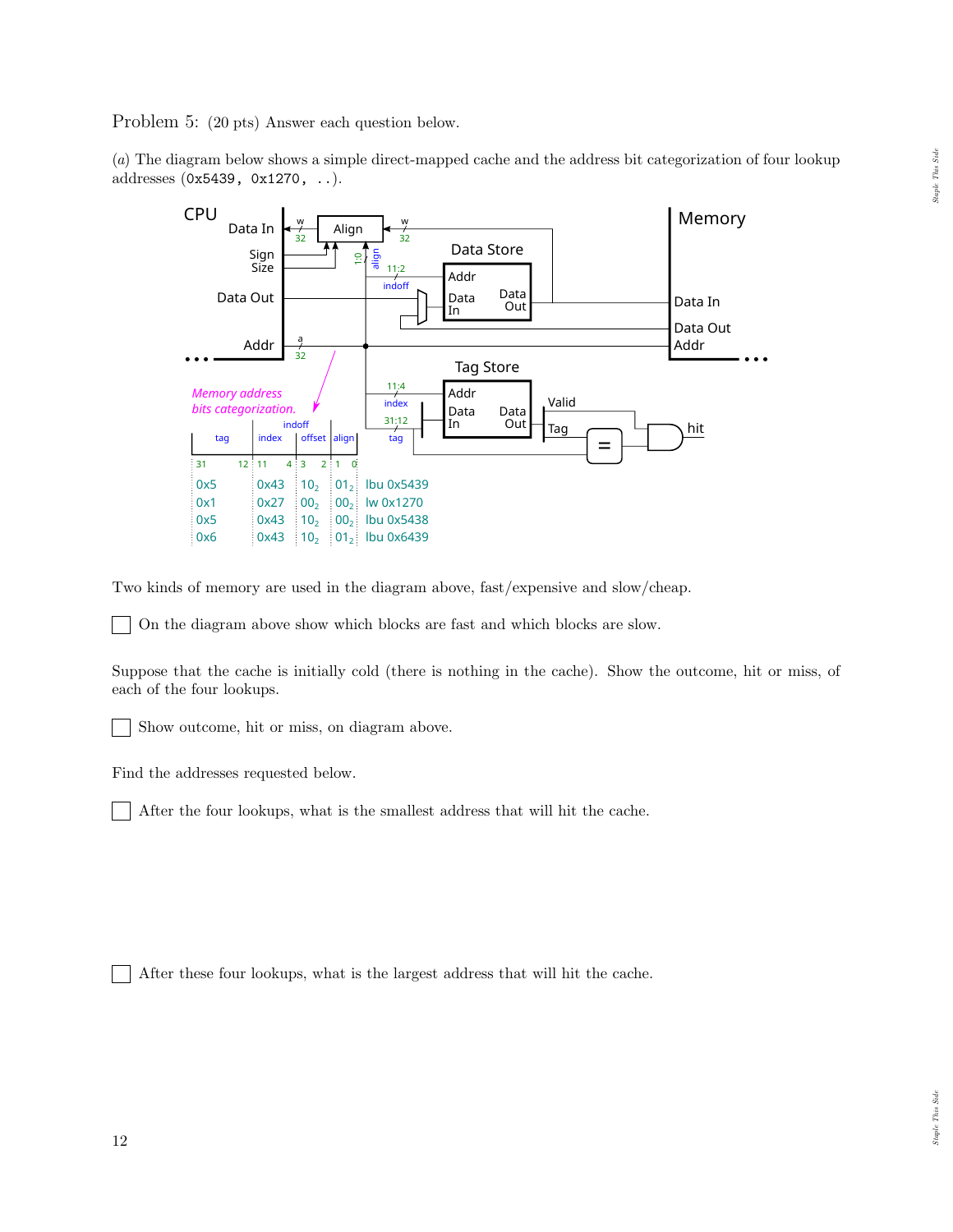Problem 5: (20 pts) Answer each question below.

(*a*) The diagram below shows a simple direct-mapped cache and the address bit categorization of four lookup addresses (`0x5439, 0x1270, ..`).

CPU — Data In, Sign, Size, Data Out, Addr — Align — Data Store (Addr, Data In, Data Out) — Tag Store (Addr, Data In, Data Out, Valid, Tag) — = — hit — Memory (Data In, Data Out, Addr)

*Memory address bits categorization.*

| tag (31–12) | index (11–4) | offset (3–2) | align (1–0) | |
|---|---|---|---|---|
| 0x5 | 0x43 | $10_2$ | $01_2$ | lbu 0x5439 |
| 0x1 | 0x27 | $00_2$ | $00_2$ | lw 0x1270 |
| 0x5 | 0x43 | $10_2$ | $00_2$ | lbu 0x5438 |
| 0x6 | 0x43 | $10_2$ | $01_2$ | lbu 0x6439 |

Two kinds of memory are used in the diagram above, fast/expensive and slow/cheap.

☐ On the diagram above show which blocks are fast and which blocks are slow.

Suppose that the cache is initially cold (there is nothing in the cache). Show the outcome, hit or miss, of each of the four lookups.

☐ Show outcome, hit or miss, on diagram above.

Find the addresses requested below.

☐ After the four lookups, what is the smallest address that will hit the cache.

☐ After these four lookups, what is the largest address that will hit the cache.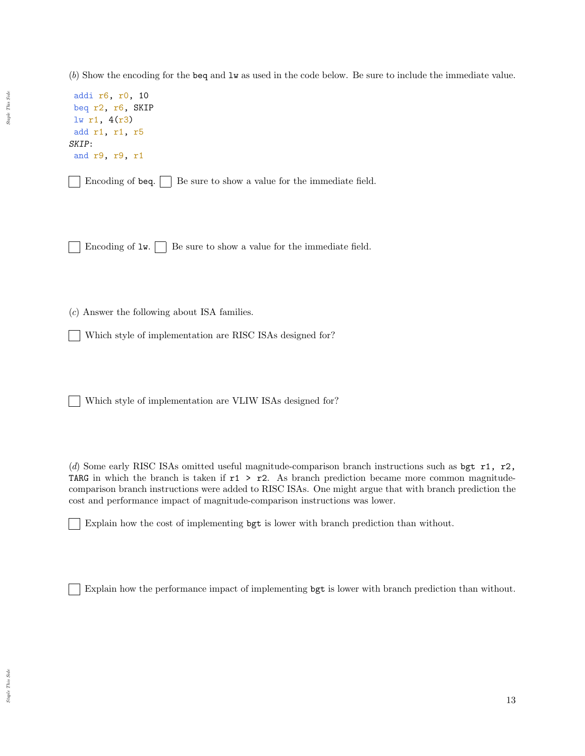(*b*) Show the encoding for the `beq` and `lw` as used in the code below. Be sure to include the immediate value.

```
 addi r6, r0, 10
 beq r2, r6, SKIP
 lw r1, 4(r3)
 add r1, r1, r5
SKIP:
 and r9, r9, r1
```

☐ Encoding of `beq`. ☐ Be sure to show a value for the immediate field.

☐ Encoding of `lw`. ☐ Be sure to show a value for the immediate field.

(*c*) Answer the following about ISA families.

☐ Which style of implementation are RISC ISAs designed for?

☐ Which style of implementation are VLIW ISAs designed for?

(*d*) Some early RISC ISAs omitted useful magnitude-comparison branch instructions such as `bgt r1, r2, TARG` in which the branch is taken if `r1 > r2`. As branch prediction became more common magnitude-comparison branch instructions were added to RISC ISAs. One might argue that with branch prediction the cost and performance impact of magnitude-comparison instructions was lower.

☐ Explain how the cost of implementing `bgt` is lower with branch prediction than without.

☐ Explain how the performance impact of implementing `bgt` is lower with branch prediction than without.